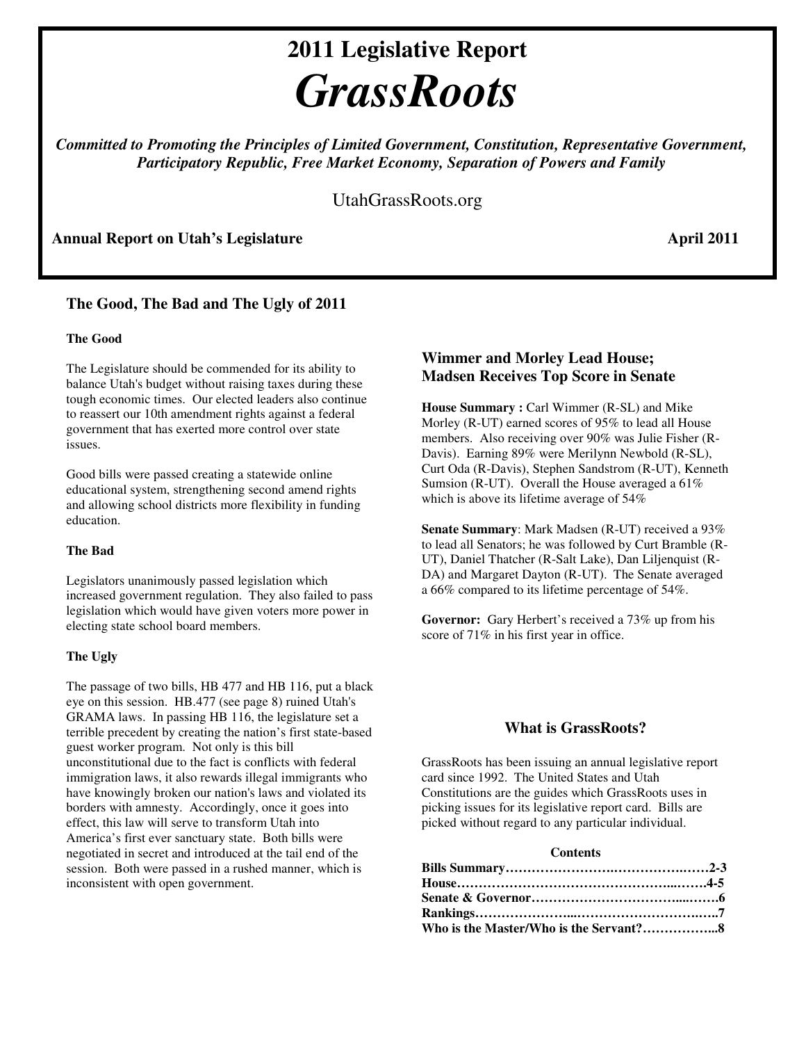# 2011 Legislative Report

# *GrassRoots*

***Committed to Promoting the Principles of Limited Government, Constitution, Representative Government, Participatory Republic, Free Market Economy, Separation of Powers and Family***

UtahGrassRoots.org

**Annual Report on Utah's Legislature** **April 2011**

## The Good, The Bad and The Ugly of 2011

#### The Good

The Legislature should be commended for its ability to balance Utah's budget without raising taxes during these tough economic times. Our elected leaders also continue to reassert our 10th amendment rights against a federal government that has exerted more control over state issues.

Good bills were passed creating a statewide online educational system, strengthening second amend rights and allowing school districts more flexibility in funding education.

#### The Bad

Legislators unanimously passed legislation which increased government regulation. They also failed to pass legislation which would have given voters more power in electing state school board members.

#### The Ugly

The passage of two bills, HB 477 and HB 116, put a black eye on this session. HB.477 (see page 8) ruined Utah's GRAMA laws. In passing HB 116, the legislature set a terrible precedent by creating the nation's first state-based guest worker program. Not only is this bill unconstitutional due to the fact is conflicts with federal immigration laws, it also rewards illegal immigrants who have knowingly broken our nation's laws and violated its borders with amnesty. Accordingly, once it goes into effect, this law will serve to transform Utah into America's first ever sanctuary state. Both bills were negotiated in secret and introduced at the tail end of the session. Both were passed in a rushed manner, which is inconsistent with open government.

## Wimmer and Morley Lead House; Madsen Receives Top Score in Senate

**House Summary :** Carl Wimmer (R-SL) and Mike Morley (R-UT) earned scores of 95% to lead all House members. Also receiving over 90% was Julie Fisher (R-Davis). Earning 89% were Merilynn Newbold (R-SL), Curt Oda (R-Davis), Stephen Sandstrom (R-UT), Kenneth Sumsion (R-UT). Overall the House averaged a 61% which is above its lifetime average of 54%

**Senate Summary**: Mark Madsen (R-UT) received a 93% to lead all Senators; he was followed by Curt Bramble (R-UT), Daniel Thatcher (R-Salt Lake), Dan Liljenquist (R-DA) and Margaret Dayton (R-UT). The Senate averaged a 66% compared to its lifetime percentage of 54%.

**Governor:** Gary Herbert's received a 73% up from his score of 71% in his first year in office.

## What is GrassRoots?

GrassRoots has been issuing an annual legislative report card since 1992. The United States and Utah Constitutions are the guides which GrassRoots uses in picking issues for its legislative report card. Bills are picked without regard to any particular individual.

**Contents**

| | |
|---|---|
| **Bills Summary** | **2-3** |
| **House** | **4-5** |
| **Senate & Governor** | **6** |
| **Rankings** | **7** |
| **Who is the Master/Who is the Servant?** | **8** |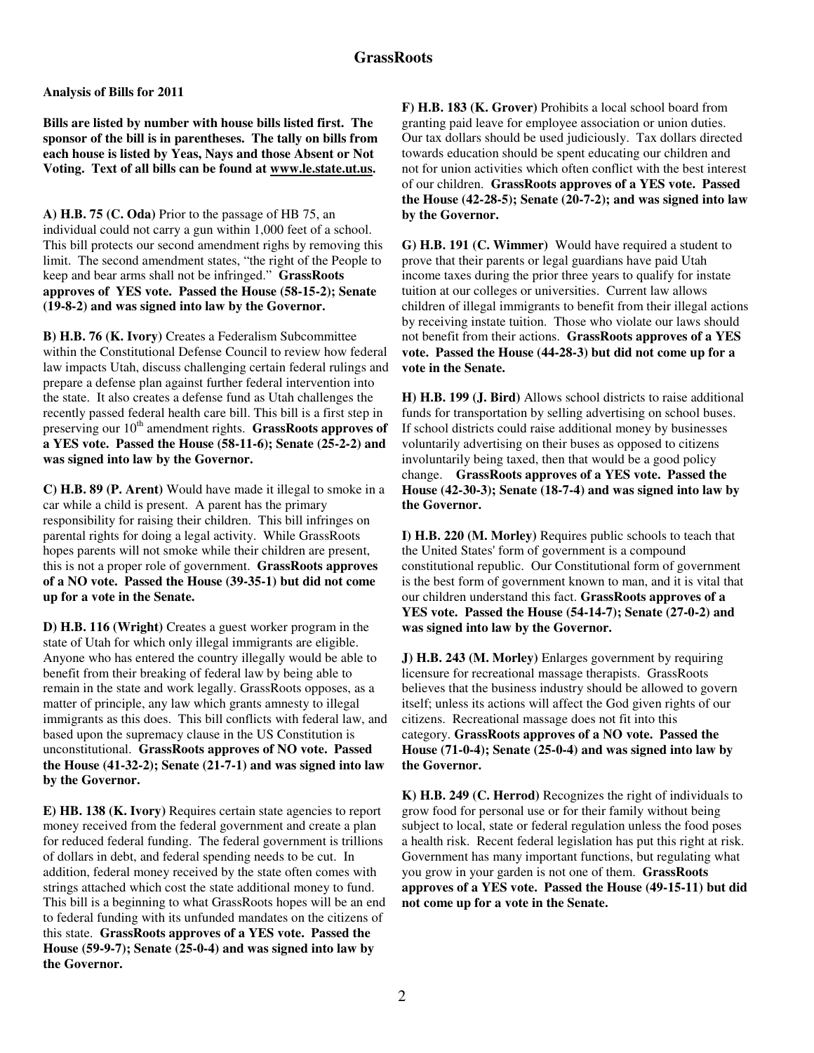# GrassRoots

**Analysis of Bills for 2011**

**Bills are listed by number with house bills listed first. The sponsor of the bill is in parentheses. The tally on bills from each house is listed by Yeas, Nays and those Absent or Not Voting. Text of all bills can be found at www.le.state.ut.us.**

**A) H.B. 75 (C. Oda)** Prior to the passage of HB 75, an individual could not carry a gun within 1,000 feet of a school. This bill protects our second amendment righs by removing this limit. The second amendment states, "the right of the People to keep and bear arms shall not be infringed." **GrassRoots approves of YES vote. Passed the House (58-15-2); Senate (19-8-2) and was signed into law by the Governor.**

**B) H.B. 76 (K. Ivory)** Creates a Federalism Subcommittee within the Constitutional Defense Council to review how federal law impacts Utah, discuss challenging certain federal rulings and prepare a defense plan against further federal intervention into the state. It also creates a defense fund as Utah challenges the recently passed federal health care bill. This bill is a first step in preserving our 10th amendment rights. **GrassRoots approves of a YES vote. Passed the House (58-11-6); Senate (25-2-2) and was signed into law by the Governor.**

**C) H.B. 89 (P. Arent)** Would have made it illegal to smoke in a car while a child is present. A parent has the primary responsibility for raising their children. This bill infringes on parental rights for doing a legal activity. While GrassRoots hopes parents will not smoke while their children are present, this is not a proper role of government. **GrassRoots approves of a NO vote. Passed the House (39-35-1) but did not come up for a vote in the Senate.**

**D) H.B. 116 (Wright)** Creates a guest worker program in the state of Utah for which only illegal immigrants are eligible. Anyone who has entered the country illegally would be able to benefit from their breaking of federal law by being able to remain in the state and work legally. GrassRoots opposes, as a matter of principle, any law which grants amnesty to illegal immigrants as this does. This bill conflicts with federal law, and based upon the supremacy clause in the US Constitution is unconstitutional. **GrassRoots approves of NO vote. Passed the House (41-32-2); Senate (21-7-1) and was signed into law by the Governor.**

**E) HB. 138 (K. Ivory)** Requires certain state agencies to report money received from the federal government and create a plan for reduced federal funding. The federal government is trillions of dollars in debt, and federal spending needs to be cut. In addition, federal money received by the state often comes with strings attached which cost the state additional money to fund. This bill is a beginning to what GrassRoots hopes will be an end to federal funding with its unfunded mandates on the citizens of this state. **GrassRoots approves of a YES vote. Passed the House (59-9-7); Senate (25-0-4) and was signed into law by the Governor.**

**F) H.B. 183 (K. Grover)** Prohibits a local school board from granting paid leave for employee association or union duties. Our tax dollars should be used judiciously. Tax dollars directed towards education should be spent educating our children and not for union activities which often conflict with the best interest of our children. **GrassRoots approves of a YES vote. Passed the House (42-28-5); Senate (20-7-2); and was signed into law by the Governor.**

**G) H.B. 191 (C. Wimmer)** Would have required a student to prove that their parents or legal guardians have paid Utah income taxes during the prior three years to qualify for instate tuition at our colleges or universities. Current law allows children of illegal immigrants to benefit from their illegal actions by receiving instate tuition. Those who violate our laws should not benefit from their actions. **GrassRoots approves of a YES vote. Passed the House (44-28-3) but did not come up for a vote in the Senate.**

**H) H.B. 199 (J. Bird)** Allows school districts to raise additional funds for transportation by selling advertising on school buses. If school districts could raise additional money by businesses voluntarily advertising on their buses as opposed to citizens involuntarily being taxed, then that would be a good policy change. **GrassRoots approves of a YES vote. Passed the House (42-30-3); Senate (18-7-4) and was signed into law by the Governor.**

**I) H.B. 220 (M. Morley)** Requires public schools to teach that the United States' form of government is a compound constitutional republic. Our Constitutional form of government is the best form of government known to man, and it is vital that our children understand this fact. **GrassRoots approves of a YES vote. Passed the House (54-14-7); Senate (27-0-2) and was signed into law by the Governor.**

**J) H.B. 243 (M. Morley)** Enlarges government by requiring licensure for recreational massage therapists. GrassRoots believes that the business industry should be allowed to govern itself; unless its actions will affect the God given rights of our citizens. Recreational massage does not fit into this category. **GrassRoots approves of a NO vote. Passed the House (71-0-4); Senate (25-0-4) and was signed into law by the Governor.**

**K) H.B. 249 (C. Herrod)** Recognizes the right of individuals to grow food for personal use or for their family without being subject to local, state or federal regulation unless the food poses a health risk. Recent federal legislation has put this right at risk. Government has many important functions, but regulating what you grow in your garden is not one of them. **GrassRoots approves of a YES vote. Passed the House (49-15-11) but did not come up for a vote in the Senate.**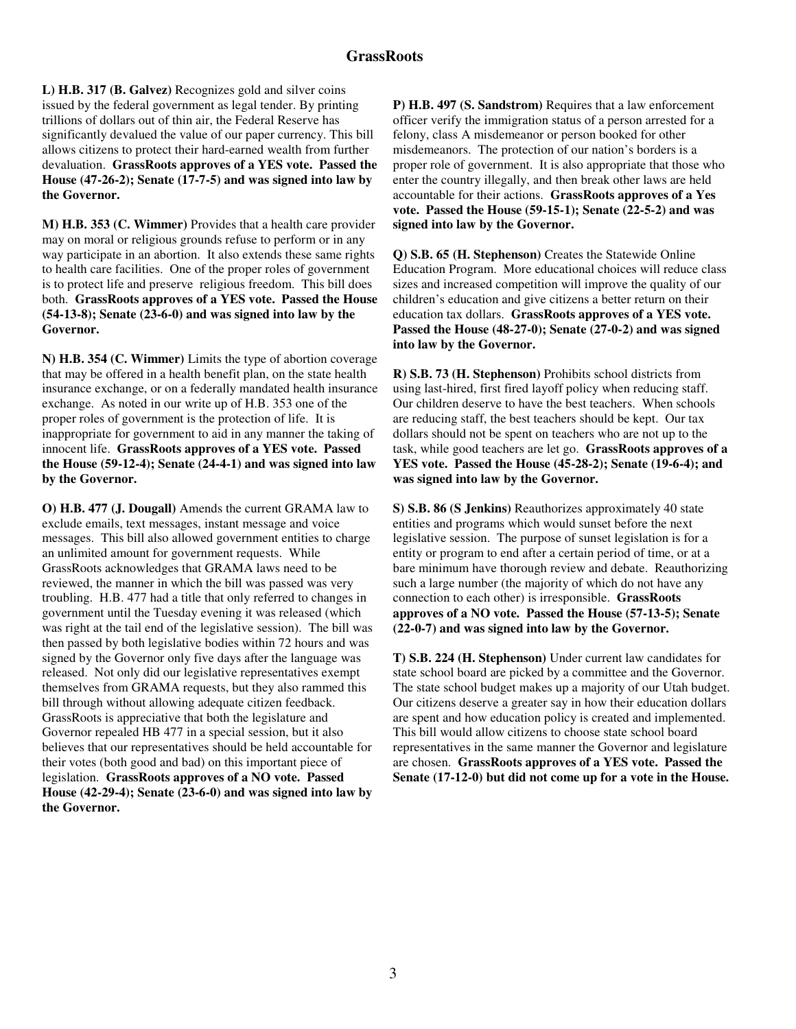**L) H.B. 317 (B. Galvez)** Recognizes gold and silver coins issued by the federal government as legal tender. By printing trillions of dollars out of thin air, the Federal Reserve has significantly devalued the value of our paper currency. This bill allows citizens to protect their hard-earned wealth from further devaluation. **GrassRoots approves of a YES vote. Passed the House (47-26-2); Senate (17-7-5) and was signed into law by the Governor.**

**M) H.B. 353 (C. Wimmer)** Provides that a health care provider may on moral or religious grounds refuse to perform or in any way participate in an abortion. It also extends these same rights to health care facilities. One of the proper roles of government is to protect life and preserve religious freedom. This bill does both. **GrassRoots approves of a YES vote. Passed the House (54-13-8); Senate (23-6-0) and was signed into law by the Governor.**

**N) H.B. 354 (C. Wimmer)** Limits the type of abortion coverage that may be offered in a health benefit plan, on the state health insurance exchange, or on a federally mandated health insurance exchange. As noted in our write up of H.B. 353 one of the proper roles of government is the protection of life. It is inappropriate for government to aid in any manner the taking of innocent life. **GrassRoots approves of a YES vote. Passed the House (59-12-4); Senate (24-4-1) and was signed into law by the Governor.**

**O) H.B. 477 (J. Dougall)** Amends the current GRAMA law to exclude emails, text messages, instant message and voice messages. This bill also allowed government entities to charge an unlimited amount for government requests. While GrassRoots acknowledges that GRAMA laws need to be reviewed, the manner in which the bill was passed was very troubling. H.B. 477 had a title that only referred to changes in government until the Tuesday evening it was released (which was right at the tail end of the legislative session). The bill was then passed by both legislative bodies within 72 hours and was signed by the Governor only five days after the language was released. Not only did our legislative representatives exempt themselves from GRAMA requests, but they also rammed this bill through without allowing adequate citizen feedback. GrassRoots is appreciative that both the legislature and Governor repealed HB 477 in a special session, but it also believes that our representatives should be held accountable for their votes (both good and bad) on this important piece of legislation. **GrassRoots approves of a NO vote. Passed House (42-29-4); Senate (23-6-0) and was signed into law by the Governor.**

**P) H.B. 497 (S. Sandstrom)** Requires that a law enforcement officer verify the immigration status of a person arrested for a felony, class A misdemeanor or person booked for other misdemeanors. The protection of our nation's borders is a proper role of government. It is also appropriate that those who enter the country illegally, and then break other laws are held accountable for their actions. **GrassRoots approves of a Yes vote. Passed the House (59-15-1); Senate (22-5-2) and was signed into law by the Governor.**

**Q) S.B. 65 (H. Stephenson)** Creates the Statewide Online Education Program. More educational choices will reduce class sizes and increased competition will improve the quality of our children's education and give citizens a better return on their education tax dollars. **GrassRoots approves of a YES vote. Passed the House (48-27-0); Senate (27-0-2) and was signed into law by the Governor.**

**R) S.B. 73 (H. Stephenson)** Prohibits school districts from using last-hired, first fired layoff policy when reducing staff. Our children deserve to have the best teachers. When schools are reducing staff, the best teachers should be kept. Our tax dollars should not be spent on teachers who are not up to the task, while good teachers are let go. **GrassRoots approves of a YES vote. Passed the House (45-28-2); Senate (19-6-4); and was signed into law by the Governor.**

**S) S.B. 86 (S Jenkins)** Reauthorizes approximately 40 state entities and programs which would sunset before the next legislative session. The purpose of sunset legislation is for a entity or program to end after a certain period of time, or at a bare minimum have thorough review and debate. Reauthorizing such a large number (the majority of which do not have any connection to each other) is irresponsible. **GrassRoots approves of a NO vote. Passed the House (57-13-5); Senate (22-0-7) and was signed into law by the Governor.**

**T) S.B. 224 (H. Stephenson)** Under current law candidates for state school board are picked by a committee and the Governor. The state school budget makes up a majority of our Utah budget. Our citizens deserve a greater say in how their education dollars are spent and how education policy is created and implemented. This bill would allow citizens to choose state school board representatives in the same manner the Governor and legislature are chosen. **GrassRoots approves of a YES vote. Passed the Senate (17-12-0) but did not come up for a vote in the House.**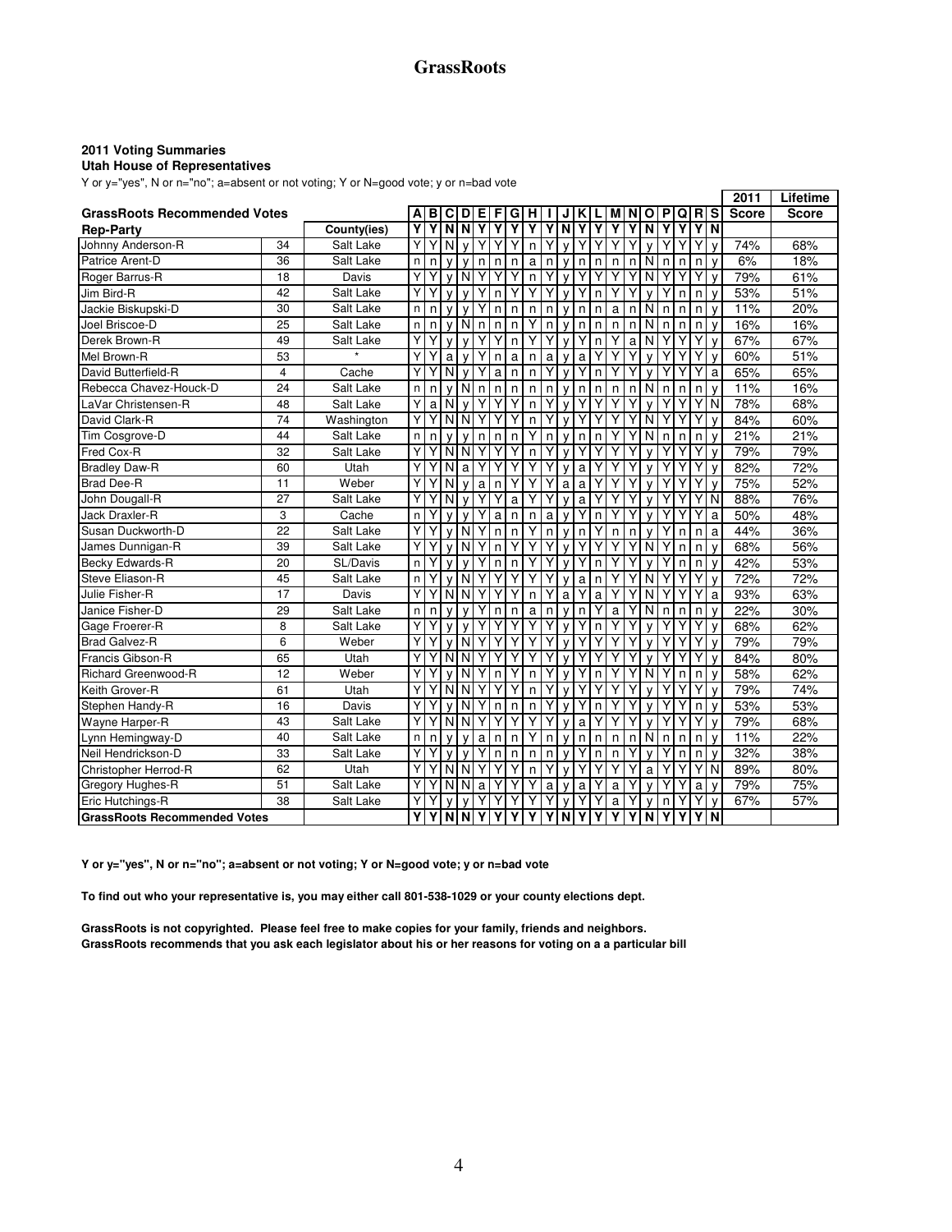# GrassRoots

**2011 Voting Summaries**
**Utah House of Representatives**

Y or y="yes", N or n="no"; a=absent or not voting; Y or N=good vote; y or n=bad vote

| | | | | | | | | | | | | | | | | | | | | | | 2011 | Lifetime |
|---|---|---|---|---|---|---|---|---|---|---|---|---|---|---|---|---|---|---|---|---|---|---|---|
| **GrassRoots Recommended Votes** | | | **A** | **B** | **C** | **D** | **E** | **F** | **G** | **H** | **I** | **J** | **K** | **L** | **M** | **N** | **O** | **P** | **Q** | **R** | **S** | **Score** | **Score** |
| **Rep-Party** | | **County(ies)** | **Y** | **Y** | **N** | **N** | **Y** | **Y** | **Y** | **Y** | **Y** | **N** | **Y** | **Y** | **Y** | **Y** | **N** | **Y** | **Y** | **Y** | **N** | | |
| Johnny Anderson-R | 34 | Salt Lake | Y | Y | N | y | Y | Y | Y | n | Y | y | Y | Y | Y | Y | y | Y | Y | Y | y | 74% | 68% |
| Patrice Arent-D | 36 | Salt Lake | n | n | y | y | n | n | n | a | n | y | n | n | n | n | N | n | n | n | y | 6% | 18% |
| Roger Barrus-R | 18 | Davis | Y | Y | y | N | Y | Y | Y | n | Y | y | Y | Y | Y | Y | N | Y | Y | Y | y | 79% | 61% |
| Jim Bird-R | 42 | Salt Lake | Y | Y | y | y | Y | n | Y | Y | Y | y | Y | n | Y | Y | y | Y | n | n | y | 53% | 51% |
| Jackie Biskupski-D | 30 | Salt Lake | n | n | y | y | Y | n | n | n | n | y | n | n | a | n | N | n | n | n | y | 11% | 20% |
| Joel Briscoe-D | 25 | Salt Lake | n | n | y | N | n | n | n | Y | n | y | n | n | n | n | N | n | n | n | y | 16% | 16% |
| Derek Brown-R | 49 | Salt Lake | Y | Y | y | y | Y | Y | n | Y | Y | y | Y | n | Y | a | N | Y | Y | Y | y | 67% | 67% |
| Mel Brown-R | 53 | * | Y | Y | a | y | Y | n | a | n | a | y | a | Y | Y | Y | y | Y | Y | Y | y | 60% | 51% |
| David Butterfield-R | 4 | Cache | Y | Y | N | y | Y | a | n | n | Y | y | Y | n | Y | Y | y | Y | Y | Y | a | 65% | 65% |
| Rebecca Chavez-Houck-D | 24 | Salt Lake | n | n | y | N | n | n | n | n | n | y | n | n | n | n | N | n | n | n | y | 11% | 16% |
| LaVar Christensen-R | 48 | Salt Lake | Y | a | N | y | Y | Y | Y | n | Y | y | Y | Y | Y | Y | y | Y | Y | Y | N | 78% | 68% |
| David Clark-R | 74 | Washington | Y | Y | N | N | Y | Y | Y | n | Y | y | Y | Y | Y | Y | N | Y | Y | Y | y | 84% | 60% |
| Tim Cosgrove-D | 44 | Salt Lake | n | n | y | y | n | n | n | Y | n | y | n | n | Y | Y | N | n | n | n | y | 21% | 21% |
| Fred Cox-R | 32 | Salt Lake | Y | Y | N | N | Y | Y | Y | n | Y | y | Y | Y | Y | Y | y | Y | Y | Y | y | 79% | 79% |
| Bradley Daw-R | 60 | Utah | Y | Y | N | a | Y | Y | Y | Y | Y | y | a | Y | Y | Y | y | Y | Y | Y | y | 82% | 72% |
| Brad Dee-R | 11 | Weber | Y | Y | N | y | a | n | Y | Y | Y | a | a | Y | Y | Y | y | Y | Y | Y | y | 75% | 52% |
| John Dougall-R | 27 | Salt Lake | Y | Y | N | y | Y | Y | a | Y | Y | y | a | Y | Y | Y | y | Y | Y | Y | N | 88% | 76% |
| Jack Draxler-R | 3 | Cache | n | Y | y | y | Y | a | n | n | a | y | Y | n | Y | Y | y | Y | Y | Y | a | 50% | 48% |
| Susan Duckworth-D | 22 | Salt Lake | Y | Y | y | N | Y | n | n | Y | n | y | n | Y | n | n | y | Y | n | n | a | 44% | 36% |
| James Dunnigan-R | 39 | Salt Lake | Y | Y | y | N | Y | n | Y | Y | Y | y | Y | Y | Y | Y | N | Y | n | n | y | 68% | 56% |
| Becky Edwards-R | 20 | SL/Davis | n | Y | y | y | Y | n | n | Y | Y | y | Y | n | Y | Y | y | Y | n | n | y | 42% | 53% |
| Steve Eliason-R | 45 | Salt Lake | n | Y | y | N | Y | Y | Y | Y | Y | y | a | n | Y | Y | N | Y | Y | Y | y | 72% | 72% |
| Julie Fisher-R | 17 | Davis | Y | Y | N | N | Y | Y | Y | n | Y | a | Y | a | Y | Y | N | Y | Y | Y | a | 93% | 63% |
| Janice Fisher-D | 29 | Salt Lake | n | n | y | y | Y | n | n | a | n | y | n | Y | a | Y | N | n | n | n | y | 22% | 30% |
| Gage Froerer-R | 8 | Salt Lake | Y | Y | y | y | Y | Y | Y | Y | Y | y | Y | n | Y | Y | y | Y | Y | Y | y | 68% | 62% |
| Brad Galvez-R | 6 | Weber | Y | Y | y | N | Y | Y | Y | Y | Y | y | Y | Y | Y | Y | y | Y | Y | Y | y | 79% | 79% |
| Francis Gibson-R | 65 | Utah | Y | Y | N | N | Y | Y | Y | Y | Y | y | Y | Y | Y | Y | y | Y | Y | Y | y | 84% | 80% |
| Richard Greenwood-R | 12 | Weber | Y | Y | y | N | Y | n | Y | n | Y | y | Y | n | Y | Y | N | Y | n | n | y | 58% | 62% |
| Keith Grover-R | 61 | Utah | Y | Y | N | N | Y | Y | Y | n | Y | y | Y | Y | Y | Y | y | Y | Y | Y | y | 79% | 74% |
| Stephen Handy-R | 16 | Davis | Y | Y | y | N | Y | n | n | n | Y | y | Y | n | Y | Y | y | Y | Y | n | y | 53% | 53% |
| Wayne Harper-R | 43 | Salt Lake | Y | Y | N | N | Y | Y | Y | Y | Y | y | a | Y | Y | Y | y | Y | Y | Y | y | 79% | 68% |
| Lynn Hemingway-D | 40 | Salt Lake | n | n | y | y | a | n | n | Y | n | y | n | n | n | n | N | n | n | n | y | 11% | 22% |
| Neil Hendrickson-D | 33 | Salt Lake | Y | Y | y | y | Y | n | n | n | n | y | Y | n | n | Y | y | Y | n | n | y | 32% | 38% |
| Christopher Herrod-R | 62 | Utah | Y | Y | N | N | Y | Y | Y | n | Y | y | Y | Y | Y | Y | a | Y | Y | Y | N | 89% | 80% |
| Gregory Hughes-R | 51 | Salt Lake | Y | Y | N | N | a | Y | Y | Y | a | y | a | Y | a | Y | y | Y | Y | a | y | 79% | 75% |
| Eric Hutchings-R | 38 | Salt Lake | Y | Y | y | y | Y | Y | Y | Y | Y | y | Y | Y | a | Y | y | n | Y | Y | y | 67% | 57% |
| **GrassRoots Recommended Votes** | | | **Y** | **Y** | **N** | **N** | **Y** | **Y** | **Y** | **Y** | **Y** | **N** | **Y** | **Y** | **Y** | **Y** | **N** | **Y** | **Y** | **Y** | **N** | | |

**Y or y="yes", N or n="no"; a=absent or not voting; Y or N=good vote; y or n=bad vote**

**To find out who your representative is, you may either call 801-538-1029 or your county elections dept.**

**GrassRoots is not copyrighted. Please feel free to make copies for your family, friends and neighbors.**
**GrassRoots recommends that you ask each legislator about his or her reasons for voting on a a particular bill**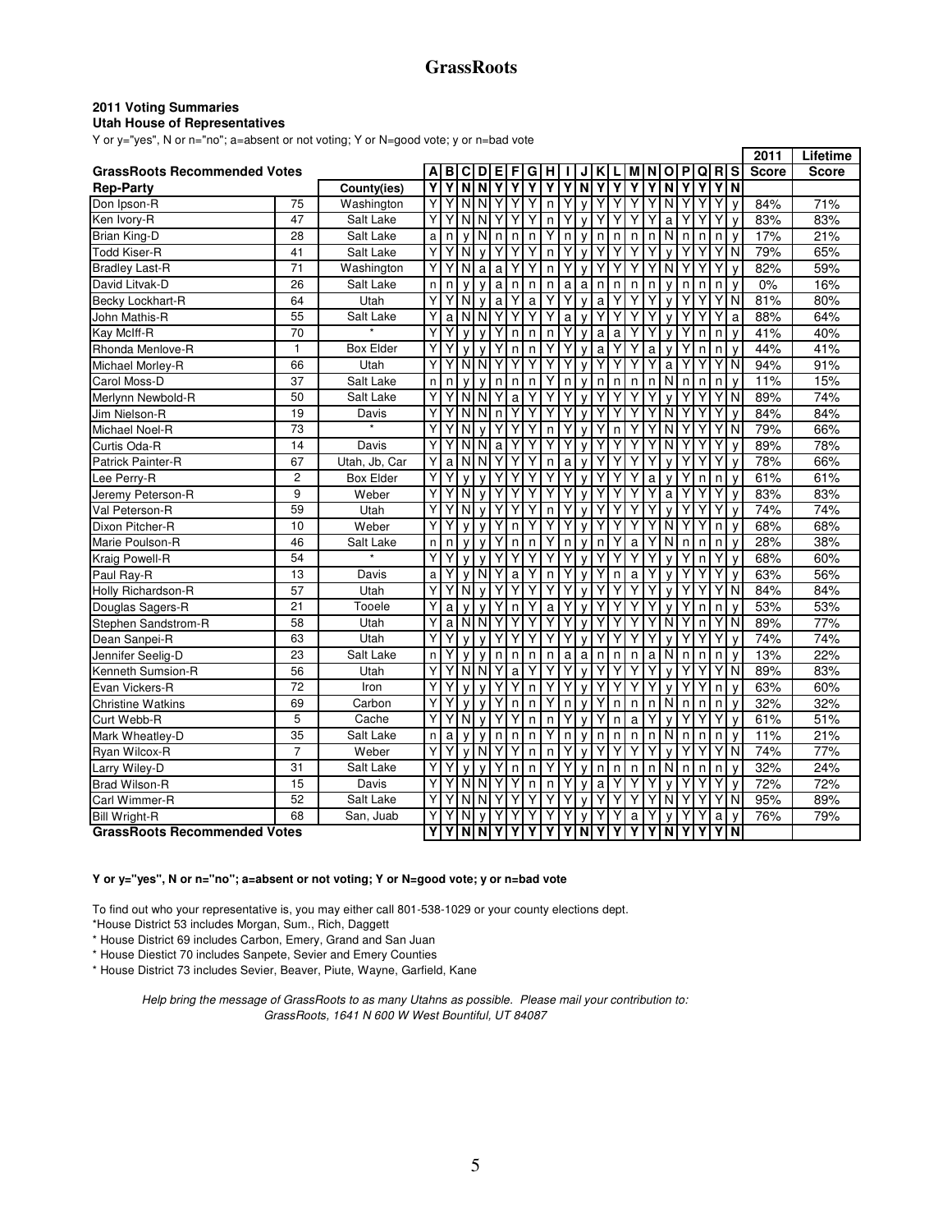## GrassRoots

**2011 Voting Summaries**
**Utah House of Representatives**

Y or y="yes", N or n="no"; a=absent or not voting; Y or N=good vote; y or n=bad vote

| GrassRoots Recommended Votes | | | A | B | C | D | E | F | G | H | I | J | K | L | M | N | O | P | Q | R | S | 2011 Score | Lifetime Score |
|---|---|---|---|---|---|---|---|---|---|---|---|---|---|---|---|---|---|---|---|---|---|---|---|
| **Rep-Party** | | **County(ies)** | Y | Y | N | N | Y | Y | Y | Y | Y | N | Y | Y | Y | Y | N | Y | Y | Y | N | | |
| Don Ipson-R | 75 | Washington | Y | Y | N | N | Y | Y | Y | n | Y | y | Y | Y | Y | Y | N | Y | Y | Y | y | 84% | 71% |
| Ken Ivory-R | 47 | Salt Lake | Y | Y | N | N | Y | Y | Y | n | Y | y | Y | Y | Y | Y | a | Y | Y | Y | y | 83% | 83% |
| Brian King-D | 28 | Salt Lake | a | n | y | N | n | n | n | Y | n | y | n | n | n | n | N | n | n | n | y | 17% | 21% |
| Todd Kiser-R | 41 | Salt Lake | Y | Y | N | y | Y | Y | Y | n | Y | y | Y | Y | Y | Y | y | Y | Y | Y | N | 79% | 65% |
| Bradley Last-R | 71 | Washington | Y | Y | N | a | a | Y | Y | n | Y | y | Y | Y | Y | Y | N | Y | Y | Y | y | 82% | 59% |
| David Litvak-D | 26 | Salt Lake | n | n | y | y | a | n | n | n | a | a | n | n | n | n | y | n | n | n | y | 0% | 16% |
| Becky Lockhart-R | 64 | Utah | Y | Y | N | y | a | Y | a | Y | Y | y | a | Y | Y | Y | y | Y | Y | Y | N | 81% | 80% |
| John Mathis-R | 55 | Salt Lake | Y | a | N | N | Y | Y | Y | Y | a | y | Y | Y | Y | Y | y | Y | Y | Y | a | 88% | 64% |
| Kay McIff-R | 70 | * | Y | Y | y | y | Y | n | n | n | Y | y | a | a | Y | Y | y | Y | n | n | y | 41% | 40% |
| Rhonda Menlove-R | 1 | Box Elder | Y | Y | y | y | Y | n | n | Y | Y | y | a | Y | Y | a | y | Y | n | n | y | 44% | 41% |
| Michael Morley-R | 66 | Utah | Y | Y | N | N | Y | Y | Y | Y | Y | y | Y | Y | Y | Y | a | Y | Y | Y | N | 94% | 91% |
| Carol Moss-D | 37 | Salt Lake | n | n | y | y | n | n | n | Y | n | y | n | n | n | n | N | n | n | n | y | 11% | 15% |
| Merlynn Newbold-R | 50 | Salt Lake | Y | Y | N | N | Y | a | Y | Y | Y | y | Y | Y | Y | Y | y | Y | Y | Y | N | 89% | 74% |
| Jim Nielson-R | 19 | Davis | Y | Y | N | N | n | Y | Y | Y | Y | y | Y | Y | Y | Y | N | Y | Y | Y | y | 84% | 84% |
| Michael Noel-R | 73 | * | Y | Y | N | y | Y | Y | Y | n | Y | y | Y | n | Y | Y | N | Y | Y | Y | N | 79% | 66% |
| Curtis Oda-R | 14 | Davis | Y | Y | N | N | a | Y | Y | Y | Y | y | Y | Y | Y | Y | N | Y | Y | Y | y | 89% | 78% |
| Patrick Painter-R | 67 | Utah, Jb, Car | Y | a | N | N | Y | Y | Y | n | a | y | Y | Y | Y | Y | y | Y | Y | Y | y | 78% | 66% |
| Lee Perry-R | 2 | Box Elder | Y | Y | y | y | Y | Y | Y | Y | Y | y | Y | Y | Y | a | y | Y | n | n | y | 61% | 61% |
| Jeremy Peterson-R | 9 | Weber | Y | Y | N | y | Y | Y | Y | Y | Y | y | Y | Y | Y | Y | a | Y | Y | Y | y | 83% | 83% |
| Val Peterson-R | 59 | Utah | Y | Y | N | y | Y | Y | Y | n | Y | y | Y | Y | Y | Y | y | Y | Y | Y | y | 74% | 74% |
| Dixon Pitcher-R | 10 | Weber | Y | Y | y | y | Y | n | Y | Y | Y | y | Y | Y | Y | Y | N | Y | Y | n | y | 68% | 68% |
| Marie Poulson-R | 46 | Salt Lake | n | n | y | y | Y | n | n | Y | n | y | n | Y | a | Y | N | n | n | n | y | 28% | 38% |
| Kraig Powell-R | 54 | * | Y | Y | y | y | Y | Y | Y | Y | Y | y | Y | Y | Y | Y | y | Y | n | Y | y | 68% | 60% |
| Paul Ray-R | 13 | Davis | a | Y | y | N | Y | a | Y | n | Y | y | Y | n | a | Y | y | Y | Y | Y | y | 63% | 56% |
| Holly Richardson-R | 57 | Utah | Y | Y | N | y | Y | Y | Y | Y | Y | y | Y | Y | Y | Y | y | Y | Y | Y | N | 84% | 84% |
| Douglas Sagers-R | 21 | Tooele | Y | a | y | y | Y | n | Y | a | Y | y | Y | Y | Y | Y | y | Y | n | n | y | 53% | 53% |
| Stephen Sandstrom-R | 58 | Utah | Y | a | N | N | Y | Y | Y | Y | Y | y | Y | Y | Y | Y | N | Y | n | Y | N | 89% | 77% |
| Dean Sanpei-R | 63 | Utah | Y | Y | y | y | Y | Y | Y | Y | Y | y | Y | Y | Y | Y | y | Y | Y | Y | y | 74% | 74% |
| Jennifer Seelig-D | 23 | Salt Lake | n | Y | y | y | n | n | n | n | a | a | n | n | n | a | N | n | n | n | y | 13% | 22% |
| Kenneth Sumsion-R | 56 | Utah | Y | Y | N | N | Y | a | Y | Y | Y | y | Y | Y | Y | Y | y | Y | Y | Y | N | 89% | 83% |
| Evan Vickers-R | 72 | Iron | Y | Y | y | y | Y | Y | n | Y | Y | y | Y | Y | Y | Y | y | Y | Y | n | y | 63% | 60% |
| Christine Watkins | 69 | Carbon | Y | Y | y | y | Y | n | n | Y | n | y | Y | n | n | n | N | n | n | n | y | 32% | 32% |
| Curt Webb-R | 5 | Cache | Y | Y | N | y | Y | Y | n | n | Y | y | Y | n | a | Y | y | Y | Y | Y | y | 61% | 51% |
| Mark Wheatley-D | 35 | Salt Lake | n | a | y | y | n | n | n | Y | n | y | n | n | n | n | N | n | n | n | y | 11% | 21% |
| Ryan Wilcox-R | 7 | Weber | Y | Y | y | N | Y | Y | n | n | Y | y | Y | Y | Y | Y | y | Y | Y | Y | N | 74% | 77% |
| Larry Wiley-D | 31 | Salt Lake | Y | Y | y | y | Y | n | n | Y | Y | y | n | n | n | n | N | n | n | n | y | 32% | 24% |
| Brad Wilson-R | 15 | Davis | Y | Y | N | N | Y | Y | n | n | Y | y | a | Y | Y | Y | y | Y | Y | Y | y | 72% | 72% |
| Carl Wimmer-R | 52 | Salt Lake | Y | Y | N | N | Y | Y | Y | Y | Y | y | Y | Y | Y | Y | N | Y | Y | Y | N | 95% | 89% |
| Bill Wright-R | 68 | San, Juab | Y | Y | N | y | Y | Y | Y | Y | Y | y | Y | Y | a | Y | y | Y | Y | a | y | 76% | 79% |
| **GrassRoots Recommended Votes** | | | Y | Y | N | N | Y | Y | Y | Y | Y | N | Y | Y | Y | Y | N | Y | Y | Y | N | | |

**Y or y="yes", N or n="no"; a=absent or not voting; Y or N=good vote; y or n=bad vote**

To find out who your representative is, you may either call 801-538-1029 or your county elections dept.

*House District 53 includes Morgan, Sum., Rich, Daggett

* House District 69 includes Carbon, Emery, Grand and San Juan

* House Diestict 70 includes Sanpete, Sevier and Emery Counties

* House District 73 includes Sevier, Beaver, Piute, Wayne, Garfield, Kane

*Help bring the message of GrassRoots to as many Utahns as possible. Please mail your contribution to: GrassRoots, 1641 N 600 W West Bountiful, UT 84087*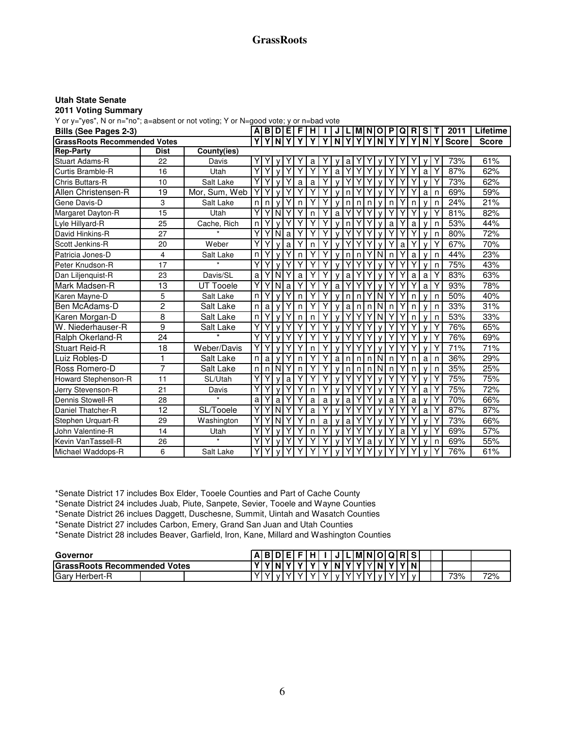**GrassRoots**

**Utah State Senate**
**2011 Voting Summary**

Y or y="yes", N or n="no"; a=absent or not voting; Y or N=good vote; y or n=bad vote

| Bills (See Pages 2-3) | | | A | B | D | E | F | H | I | J | L | M | N | O | P | Q | R | S | T | 2011 | Lifetime |
|---|---|---|---|---|---|---|---|---|---|---|---|---|---|---|---|---|---|---|---|---|---|
| **GrassRoots Recommended Votes** | | | Y | Y | N | Y | Y | Y | Y | N | Y | Y | Y | N | Y | Y | Y | N | Y | **Score** | **Score** |
| **Rep-Party** | **Dist** | **County(ies)** | | | | | | | | | | | | | | | | | | | |
| Stuart Adams-R | 22 | Davis | Y | Y | y | Y | Y | a | Y | y | a | Y | Y | y | Y | Y | Y | y | Y | 73% | 61% |
| Curtis Bramble-R | 16 | Utah | Y | Y | y | Y | Y | Y | Y | a | Y | Y | Y | y | Y | Y | Y | a | Y | 87% | 62% |
| Chris Buttars-R | 10 | Salt Lake | Y | Y | y | Y | a | a | Y | y | Y | Y | Y | y | Y | Y | Y | y | Y | 73% | 62% |
| Allen Christensen-R | 19 | Mor, Sum, Web | Y | Y | y | Y | Y | Y | Y | y | n | Y | Y | y | Y | Y | Y | a | n | 69% | 59% |
| Gene Davis-D | 3 | Salt Lake | n | n | y | Y | n | Y | Y | y | n | n | n | y | n | Y | n | y | n | 24% | 21% |
| Margaret Dayton-R | 15 | Utah | Y | Y | N | Y | Y | n | Y | a | Y | Y | Y | y | Y | Y | Y | y | Y | 81% | 82% |
| Lyle Hillyard-R | 25 | Cache, Rich | n | Y | y | Y | Y | Y | Y | y | n | Y | Y | y | a | Y | a | y | n | 53% | 44% |
| David Hinkins-R | 27 | * | Y | Y | N | a | Y | Y | Y | y | Y | Y | Y | y | Y | Y | Y | y | n | 80% | 72% |
| Scott Jenkins-R | 20 | Weber | Y | Y | y | a | Y | n | Y | y | Y | Y | Y | y | Y | a | Y | y | Y | 67% | 70% |
| Patricia Jones-D | 4 | Salt Lake | n | Y | y | Y | n | Y | Y | y | n | n | Y | N | n | Y | a | y | n | 44% | 23% |
| Peter Knudson-R | 17 | * | Y | Y | y | Y | Y | Y | Y | y | Y | Y | Y | y | Y | Y | Y | y | n | 75% | 43% |
| Dan Liljenquist-R | 23 | Davis/SL | a | Y | N | Y | a | Y | Y | y | a | Y | Y | y | Y | Y | a | a | Y | 83% | 63% |
| Mark Madsen-R | 13 | UT Tooele | Y | Y | N | a | Y | Y | Y | a | Y | Y | Y | y | Y | Y | Y | a | Y | 93% | 78% |
| Karen Mayne-D | 5 | Salt Lake | n | Y | y | Y | n | Y | Y | y | n | n | Y | N | Y | Y | n | y | n | 50% | 40% |
| Ben McAdams-D | 2 | Salt Lake | n | a | y | Y | n | Y | Y | y | a | n | n | N | n | Y | n | y | n | 33% | 31% |
| Karen Morgan-D | 8 | Salt Lake | n | Y | y | Y | n | n | Y | y | Y | Y | Y | N | Y | Y | n | y | n | 53% | 33% |
| W. Niederhauser-R | 9 | Salt Lake | Y | Y | y | Y | Y | Y | Y | y | Y | Y | Y | y | Y | Y | Y | y | Y | 76% | 65% |
| Ralph Okerland-R | 24 | * | Y | Y | y | Y | Y | Y | Y | y | Y | Y | Y | y | Y | Y | Y | y | Y | 76% | 69% |
| Stuart Reid-R | 18 | Weber/Davis | Y | Y | y | Y | Y | n | Y | y | Y | Y | Y | y | Y | Y | Y | y | Y | 71% | 71% |
| Luiz Robles-D | 1 | Salt Lake | n | a | y | Y | n | Y | Y | a | n | n | n | N | n | Y | n | a | n | 36% | 29% |
| Ross Romero-D | 7 | Salt Lake | n | n | N | Y | n | Y | Y | y | n | n | n | N | n | Y | n | y | n | 35% | 25% |
| Howard Stephenson-R | 11 | SL/Utah | Y | Y | y | a | Y | Y | Y | y | Y | Y | Y | y | Y | Y | Y | y | Y | 75% | 75% |
| Jerry Stevenson-R | 21 | Davis | Y | Y | y | Y | Y | n | Y | y | Y | Y | Y | y | Y | Y | Y | a | Y | 75% | 72% |
| Dennis Stowell-R | 28 | * | a | Y | a | Y | Y | a | a | y | a | Y | Y | y | a | Y | a | y | Y | 70% | 66% |
| Daniel Thatcher-R | 12 | SL/Tooele | Y | Y | N | Y | Y | a | Y | y | Y | Y | Y | y | Y | Y | Y | a | Y | 87% | 87% |
| Stephen Urquart-R | 29 | Washington | Y | Y | N | Y | Y | n | a | y | a | Y | Y | y | Y | Y | Y | y | Y | 73% | 66% |
| John Valentine-R | 14 | Utah | Y | Y | y | Y | Y | n | Y | y | Y | Y | Y | y | Y | a | Y | y | Y | 69% | 57% |
| Kevin VanTassell-R | 26 | * | Y | Y | y | Y | Y | Y | Y | y | Y | Y | a | y | Y | Y | Y | y | n | 69% | 55% |
| Michael Waddops-R | 6 | Salt Lake | Y | Y | y | Y | Y | Y | Y | y | Y | Y | Y | y | Y | Y | Y | y | Y | 76% | 61% |

*Senate District 17 includes Box Elder, Tooele Counties and Part of Cache County
*Senate District 24 includes Juab, Piute, Sanpete, Sevier, Tooele and Wayne Counties
*Senate District 26 inclues Daggett, Duschesne, Summit, Uintah and Wasatch Counties
*Senate District 27 includes Carbon, Emery, Grand San Juan and Utah Counties
*Senate District 28 includes Beaver, Garfield, Iron, Kane, Millard and Washington Counties

| Governor | A | B | D | E | F | H | I | J | L | M | N | O | Q | R | S | | | | |
|---|---|---|---|---|---|---|---|---|---|---|---|---|---|---|---|---|---|---|---|
| **GrassRoots Recommended Votes** | Y | Y | N | Y | Y | Y | Y | N | Y | Y | Y | N | Y | Y | N | | | | |
| Gary Herbert-R | Y | Y | y | Y | Y | Y | Y | y | Y | Y | Y | y | Y | Y | y | | | 73% | 72% |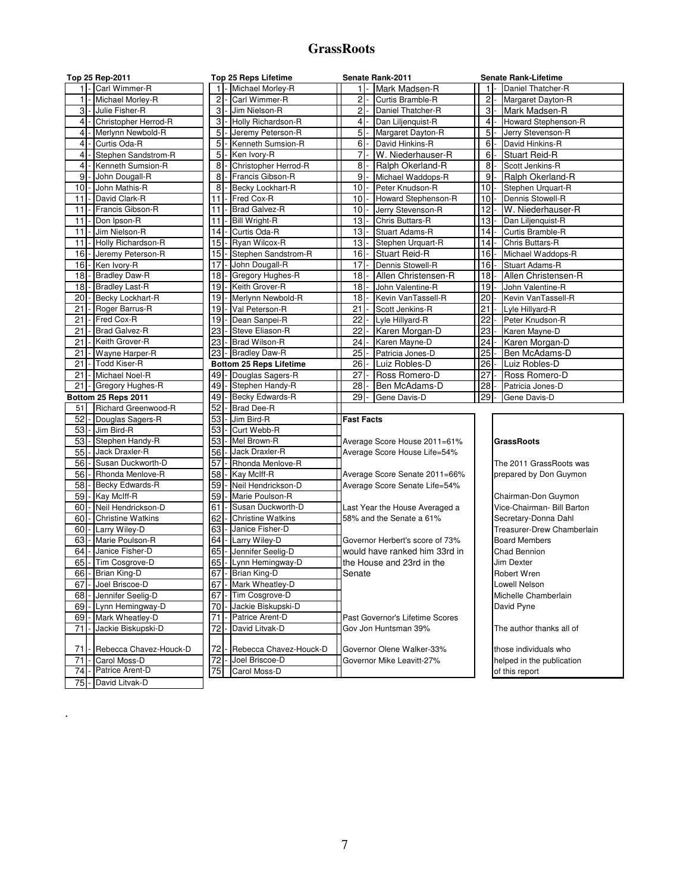# GrassRoots

### Top 25 Rep-2011

| Rank | Name |
|---|---|
| 1 | Carl Wimmer-R |
| 1 | Michael Morley-R |
| 3 | Julie Fisher-R |
| 4 | Christopher Herrod-R |
| 4 | Merlynn Newbold-R |
| 4 | Curtis Oda-R |
| 4 | Stephen Sandstrom-R |
| 4 | Kenneth Sumsion-R |
| 9 | John Dougall-R |
| 10 | John Mathis-R |
| 11 | David Clark-R |
| 11 | Francis Gibson-R |
| 11 | Don Ipson-R |
| 11 | Jim Nielson-R |
| 11 | Holly Richardson-R |
| 16 | Jeremy Peterson-R |
| 16 | Ken Ivory-R |
| 18 | Bradley Daw-R |
| 18 | Bradley Last-R |
| 20 | Becky Lockhart-R |
| 21 | Roger Barrus-R |
| 21 | Fred Cox-R |
| 21 | Brad Galvez-R |
| 21 | Keith Grover-R |
| 21 | Wayne Harper-R |
| 21 | Todd Kiser-R |
| 21 | Michael Noel-R |
| 21 | Gregory Hughes-R |

### Bottom 25 Reps 2011

| Rank | Name |
|---|---|
| 51 | Richard Greenwood-R |
| 52 | Douglas Sagers-R |
| 53 | Jim Bird-R |
| 53 | Stephen Handy-R |
| 55 | Jack Draxler-R |
| 56 | Susan Duckworth-D |
| 56 | Rhonda Menlove-R |
| 58 | Becky Edwards-R |
| 59 | Kay McIff-R |
| 60 | Neil Hendrickson-D |
| 60 | Christine Watkins |
| 60 | Larry Wiley-D |
| 63 | Marie Poulson-R |
| 64 | Janice Fisher-D |
| 65 | Tim Cosgrove-D |
| 66 | Brian King-D |
| 67 | Joel Briscoe-D |
| 68 | Jennifer Seelig-D |
| 69 | Lynn Hemingway-D |
| 69 | Mark Wheatley-D |
| 71 | Jackie Biskupski-D |
| 71 | Rebecca Chavez-Houck-D |
| 71 | Carol Moss-D |
| 74 | Patrice Arent-D |
| 75 | David Litvak-D |

### Top 25 Reps Lifetime

| Rank | Name |
|---|---|
| 1 | Michael Morley-R |
| 2 | Carl Wimmer-R |
| 3 | Jim Nielson-R |
| 3 | Holly Richardson-R |
| 5 | Jeremy Peterson-R |
| 5 | Kenneth Sumsion-R |
| 5 | Ken Ivory-R |
| 8 | Christopher Herrod-R |
| 8 | Francis Gibson-R |
| 8 | Becky Lockhart-R |
| 11 | Fred Cox-R |
| 11 | Brad Galvez-R |
| 11 | Bill Wright-R |
| 14 | Curtis Oda-R |
| 15 | Ryan Wilcox-R |
| 15 | Stephen Sandstrom-R |
| 17 | John Dougall-R |
| 18 | Gregory Hughes-R |
| 19 | Keith Grover-R |
| 19 | Merlynn Newbold-R |
| 19 | Val Peterson-R |
| 19 | Dean Sanpei-R |
| 23 | Steve Eliason-R |
| 23 | Brad Wilson-R |
| 23 | Bradley Daw-R |

### Bottom 25 Reps Lifetime

| Rank | Name |
|---|---|
| 49 | Douglas Sagers-R |
| 49 | Stephen Handy-R |
| 49 | Becky Edwards-R |
| 52 | Brad Dee-R |
| 53 | Jim Bird-R |
| 53 | Curt Webb-R |
| 53 | Mel Brown-R |
| 56 | Jack Draxler-R |
| 57 | Rhonda Menlove-R |
| 58 | Kay McIff-R |
| 59 | Neil Hendrickson-D |
| 59 | Marie Poulson-R |
| 61 | Susan Duckworth-D |
| 62 | Christine Watkins |
| 63 | Janice Fisher-D |
| 64 | Larry Wiley-D |
| 65 | Jennifer Seelig-D |
| 65 | Lynn Hemingway-D |
| 67 | Brian King-D |
| 67 | Mark Wheatley-D |
| 67 | Tim Cosgrove-D |
| 70 | Jackie Biskupski-D |
| 71 | Patrice Arent-D |
| 72 | David Litvak-D |
| 72 | Rebecca Chavez-Houck-D |
| 72 | Joel Briscoe-D |
| 75 | Carol Moss-D |

### Senate Rank-2011

| Rank | Name |
|---|---|
| 1 | Mark Madsen-R |
| 2 | Curtis Bramble-R |
| 2 | Daniel Thatcher-R |
| 4 | Dan Liljenquist-R |
| 5 | Margaret Dayton-R |
| 6 | David Hinkins-R |
| 7 | W. Niederhauser-R |
| 8 | Ralph Okerland-R |
| 9 | Michael Waddops-R |
| 10 | Peter Knudson-R |
| 10 | Howard Stephenson-R |
| 10 | Jerry Stevenson-R |
| 13 | Chris Buttars-R |
| 13 | Stuart Adams-R |
| 13 | Stephen Urquart-R |
| 16 | Stuart Reid-R |
| 17 | Dennis Stowell-R |
| 18 | Allen Christensen-R |
| 18 | John Valentine-R |
| 18 | Kevin VanTassell-R |
| 21 | Scott Jenkins-R |
| 22 | Lyle Hillyard-R |
| 22 | Karen Morgan-D |
| 24 | Karen Mayne-D |
| 25 | Patricia Jones-D |
| 26 | Luiz Robles-D |
| 27 | Ross Romero-D |
| 28 | Ben McAdams-D |
| 29 | Gene Davis-D |

### Senate Rank-Lifetime

| Rank | Name |
|---|---|
| 1 | Daniel Thatcher-R |
| 2 | Margaret Dayton-R |
| 3 | Mark Madsen-R |
| 4 | Howard Stephenson-R |
| 5 | Jerry Stevenson-R |
| 6 | David Hinkins-R |
| 6 | Stuart Reid-R |
| 8 | Scott Jenkins-R |
| 9 | Ralph Okerland-R |
| 10 | Stephen Urquart-R |
| 10 | Dennis Stowell-R |
| 12 | W. Niederhauser-R |
| 13 | Dan Liljenquist-R |
| 14 | Curtis Bramble-R |
| 14 | Chris Buttars-R |
| 16 | Michael Waddops-R |
| 16 | Stuart Adams-R |
| 18 | Allen Christensen-R |
| 19 | John Valentine-R |
| 20 | Kevin VanTassell-R |
| 21 | Lyle Hillyard-R |
| 22 | Peter Knudson-R |
| 23 | Karen Mayne-D |
| 24 | Karen Morgan-D |
| 25 | Ben McAdams-D |
| 26 | Luiz Robles-D |
| 27 | Ross Romero-D |
| 28 | Patricia Jones-D |
| 29 | Gene Davis-D |

### Fast Facts

Average Score House 2011=61%
Average Score House Life=54%

Average Score Senate 2011=66%
Average Score Senate Life=54%

Last Year the House Averaged a 58% and the Senate a 61%

Governor Herbert's score of 73% would have ranked him 33rd in the House and 23rd in the Senate

Past Governor's Lifetime Scores
Gov Jon Huntsman 39%
Governor Olene Walker-33%
Governor Mike Leavitt-27%

### GrassRoots

The 2011 GrassRoots was prepared by Don Guymon

Chairman-Don Guymon
Vice-Chairman- Bill Barton
Secretary-Donna Dahl
Treasurer-Drew Chamberlain
Board Members
Chad Bennion
Jim Dexter
Robert Wren
Lowell Nelson
Michelle Chamberlain
David Pyne

The author thanks all of those individuals who helped in the publication of this report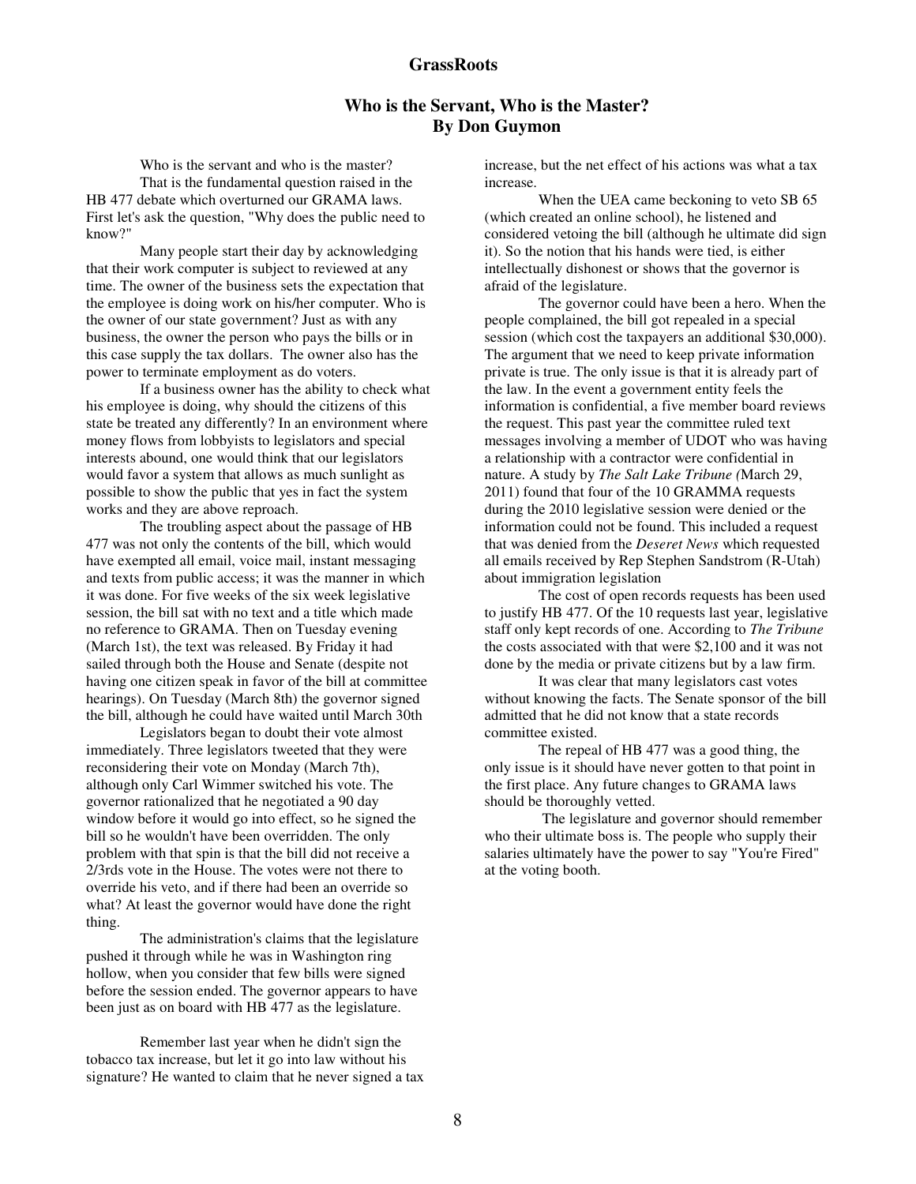## GrassRoots

### Who is the Servant, Who is the Master?
### By Don Guymon

Who is the servant and who is the master?

That is the fundamental question raised in the HB 477 debate which overturned our GRAMA laws. First let's ask the question, "Why does the public need to know?"

Many people start their day by acknowledging that their work computer is subject to reviewed at any time. The owner of the business sets the expectation that the employee is doing work on his/her computer. Who is the owner of our state government? Just as with any business, the owner the person who pays the bills or in this case supply the tax dollars. The owner also has the power to terminate employment as do voters.

If a business owner has the ability to check what his employee is doing, why should the citizens of this state be treated any differently? In an environment where money flows from lobbyists to legislators and special interests abound, one would think that our legislators would favor a system that allows as much sunlight as possible to show the public that yes in fact the system works and they are above reproach.

The troubling aspect about the passage of HB 477 was not only the contents of the bill, which would have exempted all email, voice mail, instant messaging and texts from public access; it was the manner in which it was done. For five weeks of the six week legislative session, the bill sat with no text and a title which made no reference to GRAMA. Then on Tuesday evening (March 1st), the text was released. By Friday it had sailed through both the House and Senate (despite not having one citizen speak in favor of the bill at committee hearings). On Tuesday (March 8th) the governor signed the bill, although he could have waited until March 30th

Legislators began to doubt their vote almost immediately. Three legislators tweeted that they were reconsidering their vote on Monday (March 7th), although only Carl Wimmer switched his vote. The governor rationalized that he negotiated a 90 day window before it would go into effect, so he signed the bill so he wouldn't have been overridden. The only problem with that spin is that the bill did not receive a 2/3rds vote in the House. The votes were not there to override his veto, and if there had been an override so what? At least the governor would have done the right thing.

The administration's claims that the legislature pushed it through while he was in Washington ring hollow, when you consider that few bills were signed before the session ended. The governor appears to have been just as on board with HB 477 as the legislature.

Remember last year when he didn't sign the tobacco tax increase, but let it go into law without his signature? He wanted to claim that he never signed a tax increase, but the net effect of his actions was what a tax increase.

When the UEA came beckoning to veto SB 65 (which created an online school), he listened and considered vetoing the bill (although he ultimate did sign it). So the notion that his hands were tied, is either intellectually dishonest or shows that the governor is afraid of the legislature.

The governor could have been a hero. When the people complained, the bill got repealed in a special session (which cost the taxpayers an additional $30,000). The argument that we need to keep private information private is true. The only issue is that it is already part of the law. In the event a government entity feels the information is confidential, a five member board reviews the request. This past year the committee ruled text messages involving a member of UDOT who was having a relationship with a contractor were confidential in nature. A study by *The Salt Lake Tribune (*March 29, 2011) found that four of the 10 GRAMMA requests during the 2010 legislative session were denied or the information could not be found. This included a request that was denied from the *Deseret News* which requested all emails received by Rep Stephen Sandstrom (R-Utah) about immigration legislation

The cost of open records requests has been used to justify HB 477. Of the 10 requests last year, legislative staff only kept records of one. According to *The Tribune* the costs associated with that were $2,100 and it was not done by the media or private citizens but by a law firm.

It was clear that many legislators cast votes without knowing the facts. The Senate sponsor of the bill admitted that he did not know that a state records committee existed.

The repeal of HB 477 was a good thing, the only issue is it should have never gotten to that point in the first place. Any future changes to GRAMA laws should be thoroughly vetted.

The legislature and governor should remember who their ultimate boss is. The people who supply their salaries ultimately have the power to say "You're Fired" at the voting booth.